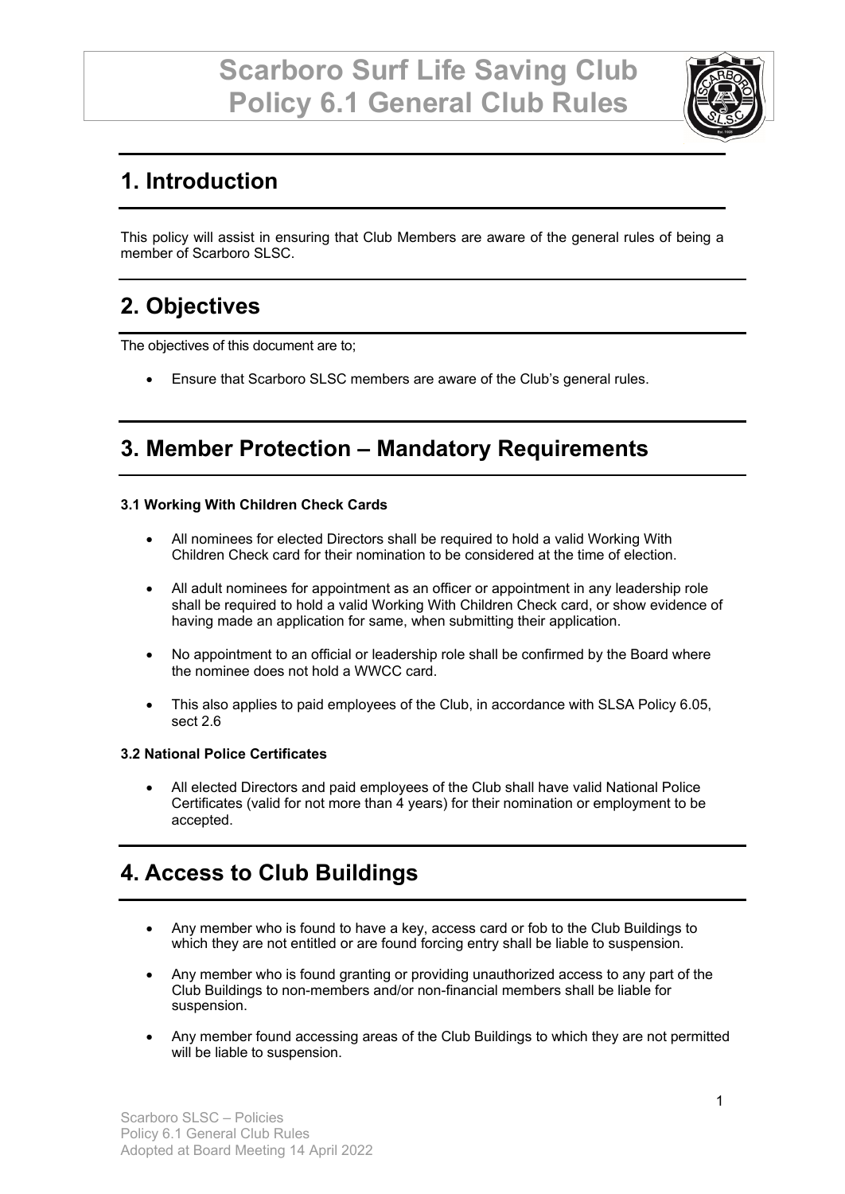# Scarboro Surf Life Saving Club Policy 6.1 General Club Rules

## 1. Introduction

This policy will assist in ensuring that Club Members are aware of the general rules of being a member of Scarboro SLSC.

## 2. Objectives

The objectives of this document are to;

- Ensure that Scarboro SLSC members are aware of the Club's general rules.

## 3. Member Protection – Mandatory Requirements

### 3.1 Working With Children Check Cards

- All nominees for elected Directors shall be required to hold a valid Working With Children Check card for their nomination to be considered at the time of election.
- All adult nominees for appointment as an officer or appointment in any leadership role shall be required to hold a valid Working With Children Check card, or show evidence of having made an application for same, when submitting their application.
- No appointment to an official or leadership role shall be confirmed by the Board where the nominee does not hold a WWCC card.
- This also applies to paid employees of the Club, in accordance with SLSA Policy 6.05, sect 2.6

### 3.2 National Police Certificates

- All elected Directors and paid employees of the Club shall have valid National Police Certificates (valid for not more than 4 years) for their nomination or employment to be accepted.

## 4. Access to Club Buildings

- Any member who is found to have a key, access card or fob to the Club Buildings to which they are not entitled or are found forcing entry shall be liable to suspension.
- Any member who is found granting or providing unauthorized access to any part of the Club Buildings to non-members and/or non-financial members shall be liable for suspension.
- Any member found accessing areas of the Club Buildings to which they are not permitted will be liable to suspension.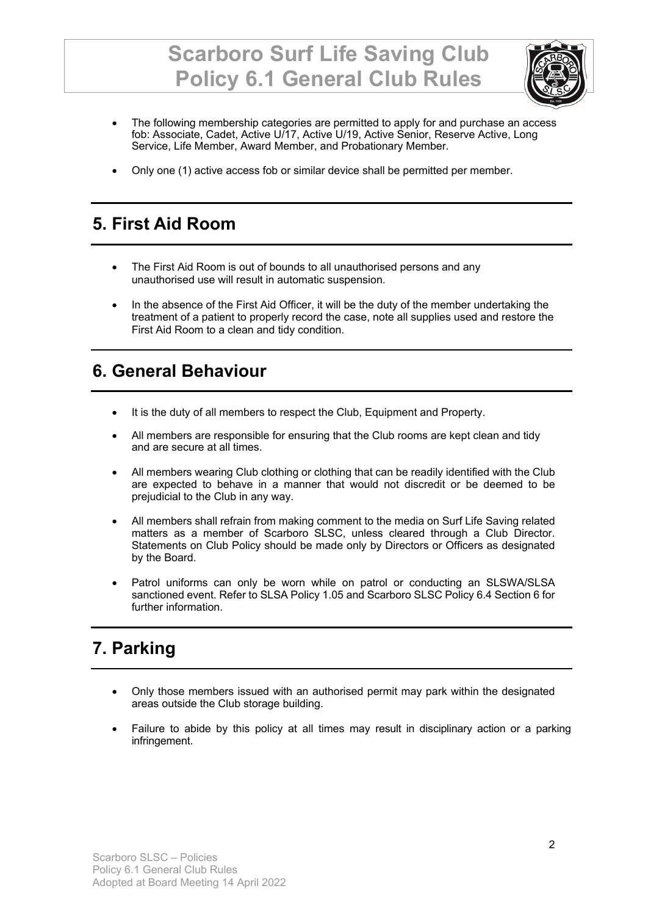- The following membership categories are permitted to apply for and purchase an access fob: Associate, Cadet, Active U/17, Active U/19, Active Senior, Reserve Active, Long Service, Life Member, Award Member, and Probationary Member.
- Only one (1) active access fob or similar device shall be permitted per member.

## 5. First Aid Room

- The First Aid Room is out of bounds to all unauthorised persons and any unauthorised use will result in automatic suspension.
- In the absence of the First Aid Officer, it will be the duty of the member undertaking the treatment of a patient to properly record the case, note all supplies used and restore the First Aid Room to a clean and tidy condition.

## 6. General Behaviour

- It is the duty of all members to respect the Club, Equipment and Property.
- All members are responsible for ensuring that the Club rooms are kept clean and tidy and are secure at all times.
- All members wearing Club clothing or clothing that can be readily identified with the Club are expected to behave in a manner that would not discredit or be deemed to be prejudicial to the Club in any way.
- All members shall refrain from making comment to the media on Surf Life Saving related matters as a member of Scarboro SLSC, unless cleared through a Club Director. Statements on Club Policy should be made only by Directors or Officers as designated by the Board.
- Patrol uniforms can only be worn while on patrol or conducting an SLSWA/SLSA sanctioned event. Refer to SLSA Policy 1.05 and Scarboro SLSC Policy 6.4 Section 6 for further information.

## 7. Parking

- Only those members issued with an authorised permit may park within the designated areas outside the Club storage building.
- Failure to abide by this policy at all times may result in disciplinary action or a parking infringement.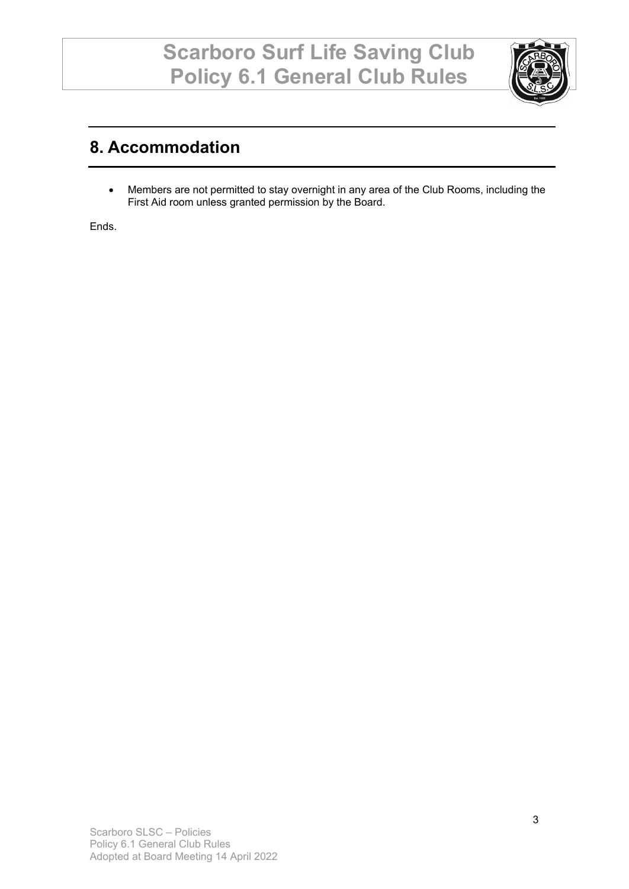## 8. Accommodation

- Members are not permitted to stay overnight in any area of the Club Rooms, including the First Aid room unless granted permission by the Board.

Ends.